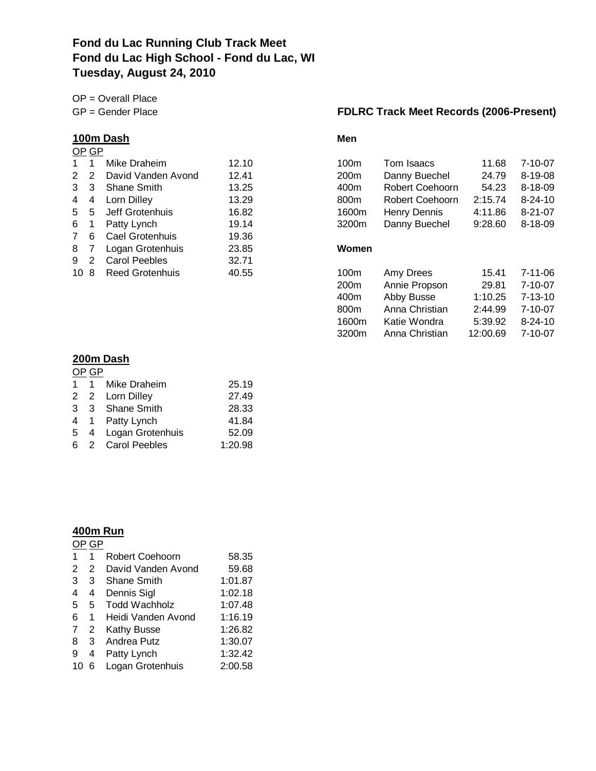# Fond du Lac Running Club Track Meet
# Fond du Lac High School - Fond du Lac, WI
# Tuesday, August 24, 2010

OP = Overall Place
GP = Gender Place

## 100m Dash

| OP | GP | Name | Time |
|---|---|---|---|
| 1 | 1 | Mike Draheim | 12.10 |
| 2 | 2 | David Vanden Avond | 12.41 |
| 3 | 3 | Shane Smith | 13.25 |
| 4 | 4 | Lorn Dilley | 13.29 |
| 5 | 5 | Jeff Grotenhuis | 16.82 |
| 6 | 1 | Patty Lynch | 19.14 |
| 7 | 6 | Cael Grotenhuis | 19.36 |
| 8 | 7 | Logan Grotenhuis | 23.85 |
| 9 | 2 | Carol Peebles | 32.71 |
| 10 | 8 | Reed Grotenhuis | 40.55 |

## 200m Dash

| OP | GP | Name | Time |
|---|---|---|---|
| 1 | 1 | Mike Draheim | 25.19 |
| 2 | 2 | Lorn Dilley | 27.49 |
| 3 | 3 | Shane Smith | 28.33 |
| 4 | 1 | Patty Lynch | 41.84 |
| 5 | 4 | Logan Grotenhuis | 52.09 |
| 6 | 2 | Carol Peebles | 1:20.98 |

## 400m Run

| OP | GP | Name | Time |
|---|---|---|---|
| 1 | 1 | Robert Coehoorn | 58.35 |
| 2 | 2 | David Vanden Avond | 59.68 |
| 3 | 3 | Shane Smith | 1:01.87 |
| 4 | 4 | Dennis Sigl | 1:02.18 |
| 5 | 5 | Todd Wachholz | 1:07.48 |
| 6 | 1 | Heidi Vanden Avond | 1:16.19 |
| 7 | 2 | Kathy Busse | 1:26.82 |
| 8 | 3 | Andrea Putz | 1:30.07 |
| 9 | 4 | Patty Lynch | 1:32.42 |
| 10 | 6 | Logan Grotenhuis | 2:00.58 |

## FDLRC Track Meet Records (2006-Present)

**Men**

| Event | Name | Time | Date |
|---|---|---|---|
| 100m | Tom Isaacs | 11.68 | 7-10-07 |
| 200m | Danny Buechel | 24.79 | 8-19-08 |
| 400m | Robert Coehoorn | 54.23 | 8-18-09 |
| 800m | Robert Coehoorn | 2:15.74 | 8-24-10 |
| 1600m | Henry Dennis | 4:11.86 | 8-21-07 |
| 3200m | Danny Buechel | 9:28.60 | 8-18-09 |

**Women**

| Event | Name | Time | Date |
|---|---|---|---|
| 100m | Amy Drees | 15.41 | 7-11-06 |
| 200m | Annie Propson | 29.81 | 7-10-07 |
| 400m | Abby Busse | 1:10.25 | 7-13-10 |
| 800m | Anna Christian | 2:44.99 | 7-10-07 |
| 1600m | Katie Wondra | 5:39.92 | 8-24-10 |
| 3200m | Anna Christian | 12:00.69 | 7-10-07 |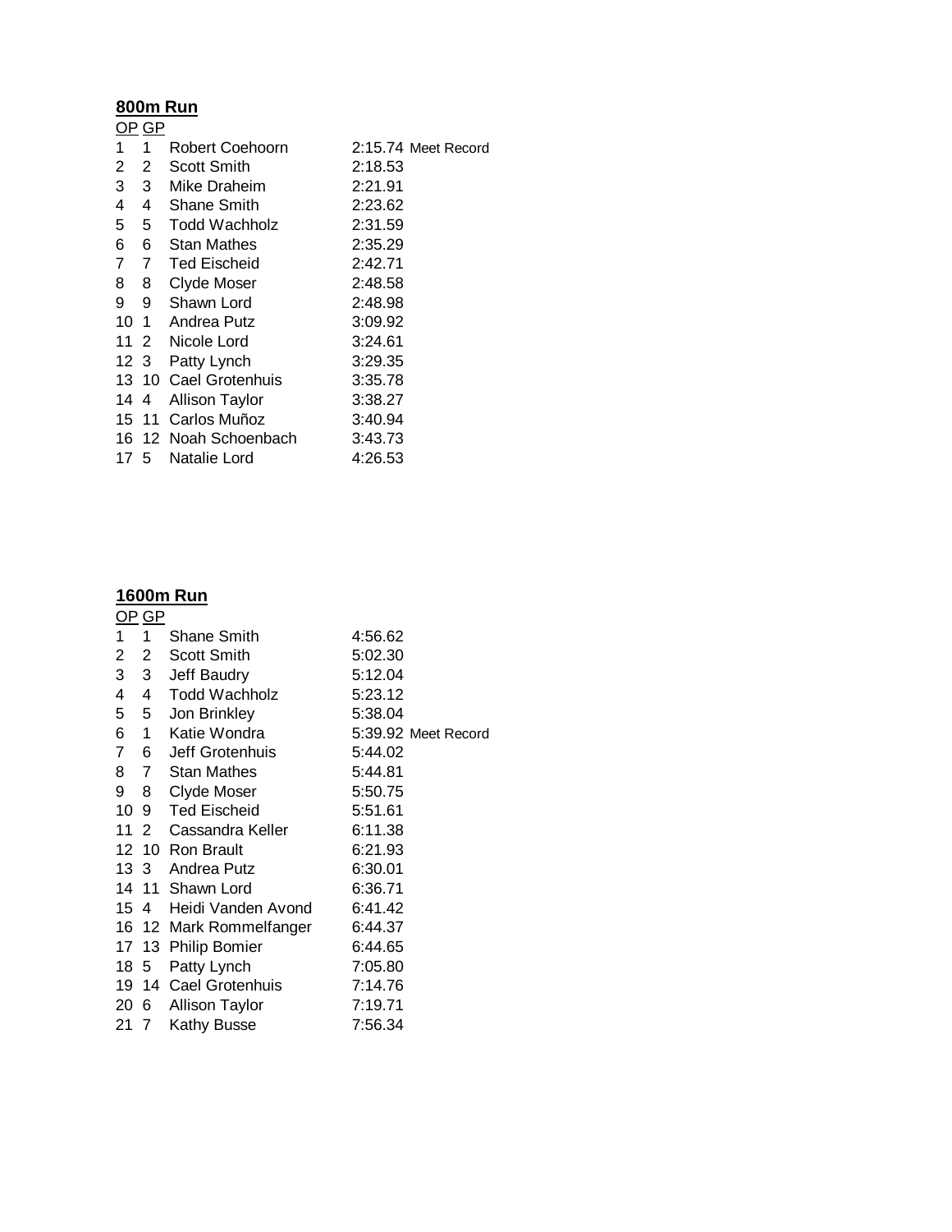## 800m Run

| OP | GP | Name | Time | |
|---|---|---|---|---|
| 1 | 1 | Robert Coehoorn | 2:15.74 | Meet Record |
| 2 | 2 | Scott Smith | 2:18.53 | |
| 3 | 3 | Mike Draheim | 2:21.91 | |
| 4 | 4 | Shane Smith | 2:23.62 | |
| 5 | 5 | Todd Wachholz | 2:31.59 | |
| 6 | 6 | Stan Mathes | 2:35.29 | |
| 7 | 7 | Ted Eischeid | 2:42.71 | |
| 8 | 8 | Clyde Moser | 2:48.58 | |
| 9 | 9 | Shawn Lord | 2:48.98 | |
| 10 | 1 | Andrea Putz | 3:09.92 | |
| 11 | 2 | Nicole Lord | 3:24.61 | |
| 12 | 3 | Patty Lynch | 3:29.35 | |
| 13 | 10 | Cael Grotenhuis | 3:35.78 | |
| 14 | 4 | Allison Taylor | 3:38.27 | |
| 15 | 11 | Carlos Muñoz | 3:40.94 | |
| 16 | 12 | Noah Schoenbach | 3:43.73 | |
| 17 | 5 | Natalie Lord | 4:26.53 | |

## 1600m Run

| OP | GP | Name | Time | |
|---|---|---|---|---|
| 1 | 1 | Shane Smith | 4:56.62 | |
| 2 | 2 | Scott Smith | 5:02.30 | |
| 3 | 3 | Jeff Baudry | 5:12.04 | |
| 4 | 4 | Todd Wachholz | 5:23.12 | |
| 5 | 5 | Jon Brinkley | 5:38.04 | |
| 6 | 1 | Katie Wondra | 5:39.92 | Meet Record |
| 7 | 6 | Jeff Grotenhuis | 5:44.02 | |
| 8 | 7 | Stan Mathes | 5:44.81 | |
| 9 | 8 | Clyde Moser | 5:50.75 | |
| 10 | 9 | Ted Eischeid | 5:51.61 | |
| 11 | 2 | Cassandra Keller | 6:11.38 | |
| 12 | 10 | Ron Brault | 6:21.93 | |
| 13 | 3 | Andrea Putz | 6:30.01 | |
| 14 | 11 | Shawn Lord | 6:36.71 | |
| 15 | 4 | Heidi Vanden Avond | 6:41.42 | |
| 16 | 12 | Mark Rommelfanger | 6:44.37 | |
| 17 | 13 | Philip Bomier | 6:44.65 | |
| 18 | 5 | Patty Lynch | 7:05.80 | |
| 19 | 14 | Cael Grotenhuis | 7:14.76 | |
| 20 | 6 | Allison Taylor | 7:19.71 | |
| 21 | 7 | Kathy Busse | 7:56.34 | |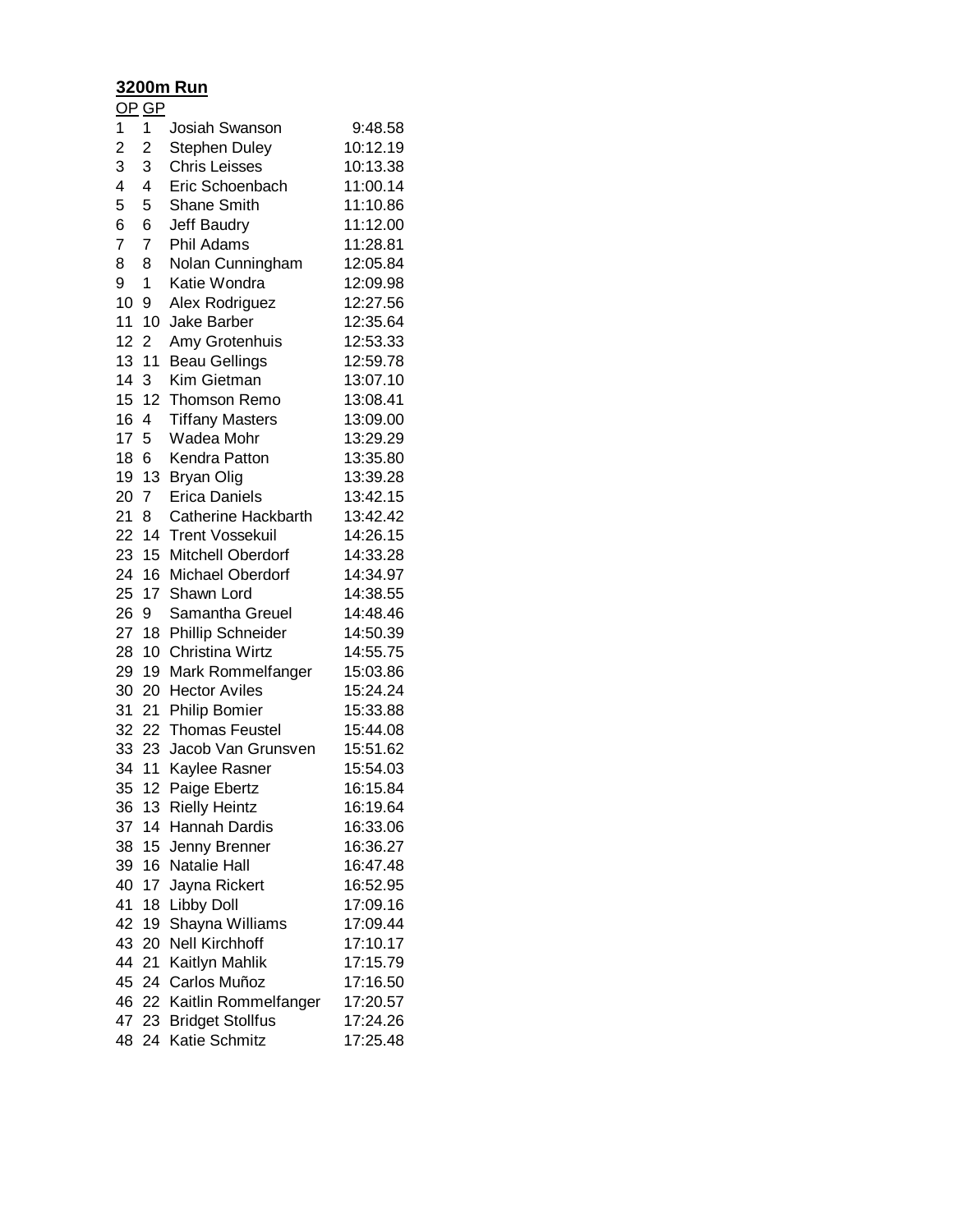**3200m Run**

| OP | GP | | |
|---|---|---|---|
| 1 | 1 | Josiah Swanson | 9:48.58 |
| 2 | 2 | Stephen Duley | 10:12.19 |
| 3 | 3 | Chris Leisses | 10:13.38 |
| 4 | 4 | Eric Schoenbach | 11:00.14 |
| 5 | 5 | Shane Smith | 11:10.86 |
| 6 | 6 | Jeff Baudry | 11:12.00 |
| 7 | 7 | Phil Adams | 11:28.81 |
| 8 | 8 | Nolan Cunningham | 12:05.84 |
| 9 | 1 | Katie Wondra | 12:09.98 |
| 10 | 9 | Alex Rodriguez | 12:27.56 |
| 11 | 10 | Jake Barber | 12:35.64 |
| 12 | 2 | Amy Grotenhuis | 12:53.33 |
| 13 | 11 | Beau Gellings | 12:59.78 |
| 14 | 3 | Kim Gietman | 13:07.10 |
| 15 | 12 | Thomson Remo | 13:08.41 |
| 16 | 4 | Tiffany Masters | 13:09.00 |
| 17 | 5 | Wadea Mohr | 13:29.29 |
| 18 | 6 | Kendra Patton | 13:35.80 |
| 19 | 13 | Bryan Olig | 13:39.28 |
| 20 | 7 | Erica Daniels | 13:42.15 |
| 21 | 8 | Catherine Hackbarth | 13:42.42 |
| 22 | 14 | Trent Vossekuil | 14:26.15 |
| 23 | 15 | Mitchell Oberdorf | 14:33.28 |
| 24 | 16 | Michael Oberdorf | 14:34.97 |
| 25 | 17 | Shawn Lord | 14:38.55 |
| 26 | 9 | Samantha Greuel | 14:48.46 |
| 27 | 18 | Phillip Schneider | 14:50.39 |
| 28 | 10 | Christina Wirtz | 14:55.75 |
| 29 | 19 | Mark Rommelfanger | 15:03.86 |
| 30 | 20 | Hector Aviles | 15:24.24 |
| 31 | 21 | Philip Bomier | 15:33.88 |
| 32 | 22 | Thomas Feustel | 15:44.08 |
| 33 | 23 | Jacob Van Grunsven | 15:51.62 |
| 34 | 11 | Kaylee Rasner | 15:54.03 |
| 35 | 12 | Paige Ebertz | 16:15.84 |
| 36 | 13 | Rielly Heintz | 16:19.64 |
| 37 | 14 | Hannah Dardis | 16:33.06 |
| 38 | 15 | Jenny Brenner | 16:36.27 |
| 39 | 16 | Natalie Hall | 16:47.48 |
| 40 | 17 | Jayna Rickert | 16:52.95 |
| 41 | 18 | Libby Doll | 17:09.16 |
| 42 | 19 | Shayna Williams | 17:09.44 |
| 43 | 20 | Nell Kirchhoff | 17:10.17 |
| 44 | 21 | Kaitlyn Mahlik | 17:15.79 |
| 45 | 24 | Carlos Muñoz | 17:16.50 |
| 46 | 22 | Kaitlin Rommelfanger | 17:20.57 |
| 47 | 23 | Bridget Stollfus | 17:24.26 |
| 48 | 24 | Katie Schmitz | 17:25.48 |